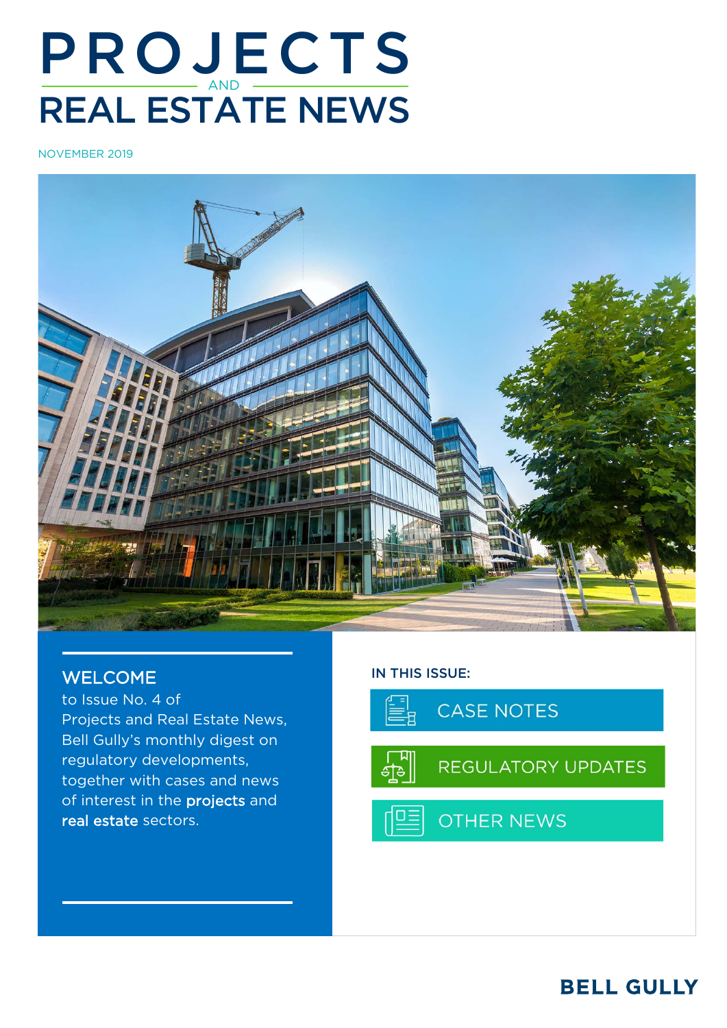# PROJECTS AND REAL ESTATE NEWS

NOVEMBER 2019

## WELCOME

to Issue No. 4 of Projects and Real Estate News, Bell Gully's monthly digest on regulatory developments, together with cases and news of interest in the **projects** and **real estate** sectors.

**IN THIS ISSUE:**

- CASE NOTES
- REGULATORY UPDATES
- OTHER NEWS

BELL GULLY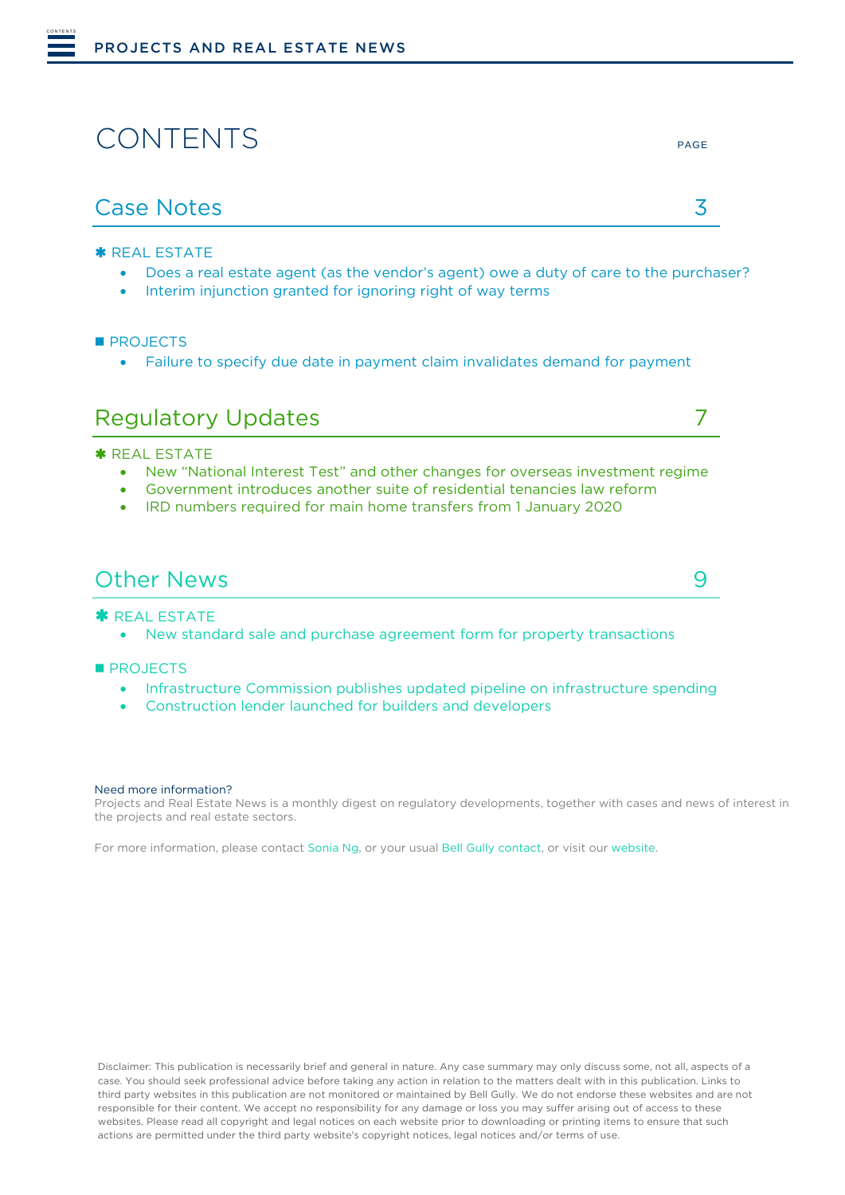# CONTENTS

PAGE

## Case Notes — 3

✱ REAL ESTATE

- Does a real estate agent (as the vendor's agent) owe a duty of care to the purchaser?
- Interim injunction granted for ignoring right of way terms

■ PROJECTS

- Failure to specify due date in payment claim invalidates demand for payment

## Regulatory Updates — 7

✱ REAL ESTATE

- New "National Interest Test" and other changes for overseas investment regime
- Government introduces another suite of residential tenancies law reform
- IRD numbers required for main home transfers from 1 January 2020

## Other News — 9

✱ REAL ESTATE

- New standard sale and purchase agreement form for property transactions

■ PROJECTS

- Infrastructure Commission publishes updated pipeline on infrastructure spending
- Construction lender launched for builders and developers

Need more information?

Projects and Real Estate News is a monthly digest on regulatory developments, together with cases and news of interest in the projects and real estate sectors.

For more information, please contact Sonia Ng, or your usual Bell Gully contact, or visit our website.

Disclaimer: This publication is necessarily brief and general in nature. Any case summary may only discuss some, not all, aspects of a case. You should seek professional advice before taking any action in relation to the matters dealt with in this publication. Links to third party websites in this publication are not monitored or maintained by Bell Gully. We do not endorse these websites and are not responsible for their content. We accept no responsibility for any damage or loss you may suffer arising out of access to these websites. Please read all copyright and legal notices on each website prior to downloading or printing items to ensure that such actions are permitted under the third party website's copyright notices, legal notices and/or terms of use.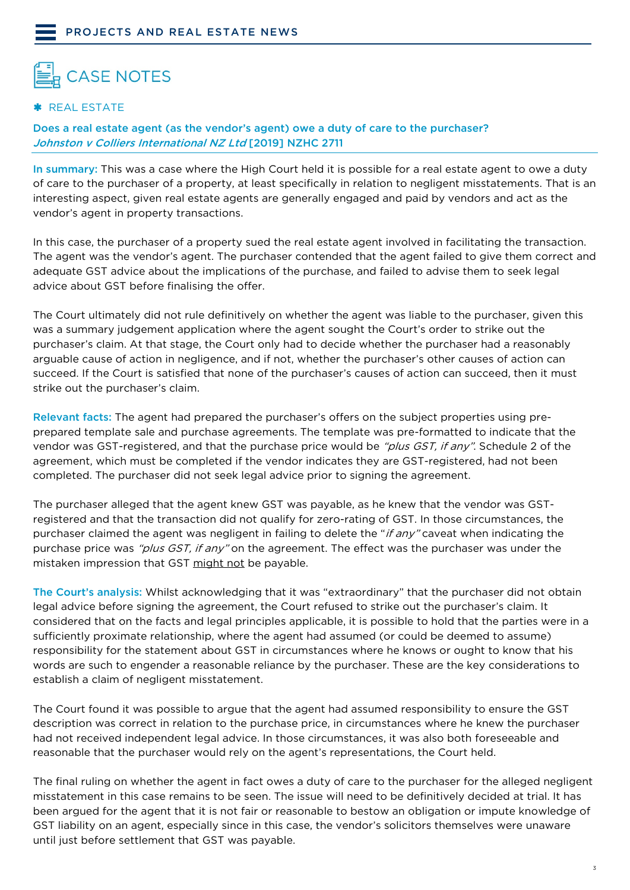# CASE NOTES

## ✱ REAL ESTATE

### Does a real estate agent (as the vendor's agent) owe a duty of care to the purchaser? *Johnston v Colliers International NZ Ltd* [2019] NZHC 2711

**In summary:** This was a case where the High Court held it is possible for a real estate agent to owe a duty of care to the purchaser of a property, at least specifically in relation to negligent misstatements. That is an interesting aspect, given real estate agents are generally engaged and paid by vendors and act as the vendor's agent in property transactions.

In this case, the purchaser of a property sued the real estate agent involved in facilitating the transaction. The agent was the vendor's agent. The purchaser contended that the agent failed to give them correct and adequate GST advice about the implications of the purchase, and failed to advise them to seek legal advice about GST before finalising the offer.

The Court ultimately did not rule definitively on whether the agent was liable to the purchaser, given this was a summary judgement application where the agent sought the Court's order to strike out the purchaser's claim. At that stage, the Court only had to decide whether the purchaser had a reasonably arguable cause of action in negligence, and if not, whether the purchaser's other causes of action can succeed. If the Court is satisfied that none of the purchaser's causes of action can succeed, then it must strike out the purchaser's claim.

**Relevant facts:** The agent had prepared the purchaser's offers on the subject properties using pre-prepared template sale and purchase agreements. The template was pre-formatted to indicate that the vendor was GST-registered, and that the purchase price would be *"plus GST, if any"*. Schedule 2 of the agreement, which must be completed if the vendor indicates they are GST-registered, had not been completed. The purchaser did not seek legal advice prior to signing the agreement.

The purchaser alleged that the agent knew GST was payable, as he knew that the vendor was GST-registered and that the transaction did not qualify for zero-rating of GST. In those circumstances, the purchaser claimed the agent was negligent in failing to delete the "*if any"* caveat when indicating the purchase price was *"plus GST, if any"* on the agreement. The effect was the purchaser was under the mistaken impression that GST <u>might not</u> be payable.

**The Court's analysis:** Whilst acknowledging that it was "extraordinary" that the purchaser did not obtain legal advice before signing the agreement, the Court refused to strike out the purchaser's claim. It considered that on the facts and legal principles applicable, it is possible to hold that the parties were in a sufficiently proximate relationship, where the agent had assumed (or could be deemed to assume) responsibility for the statement about GST in circumstances where he knows or ought to know that his words are such to engender a reasonable reliance by the purchaser. These are the key considerations to establish a claim of negligent misstatement.

The Court found it was possible to argue that the agent had assumed responsibility to ensure the GST description was correct in relation to the purchase price, in circumstances where he knew the purchaser had not received independent legal advice. In those circumstances, it was also both foreseeable and reasonable that the purchaser would rely on the agent's representations, the Court held.

The final ruling on whether the agent in fact owes a duty of care to the purchaser for the alleged negligent misstatement in this case remains to be seen. The issue will need to be definitively decided at trial. It has been argued for the agent that it is not fair or reasonable to bestow an obligation or impute knowledge of GST liability on an agent, especially since in this case, the vendor's solicitors themselves were unaware until just before settlement that GST was payable.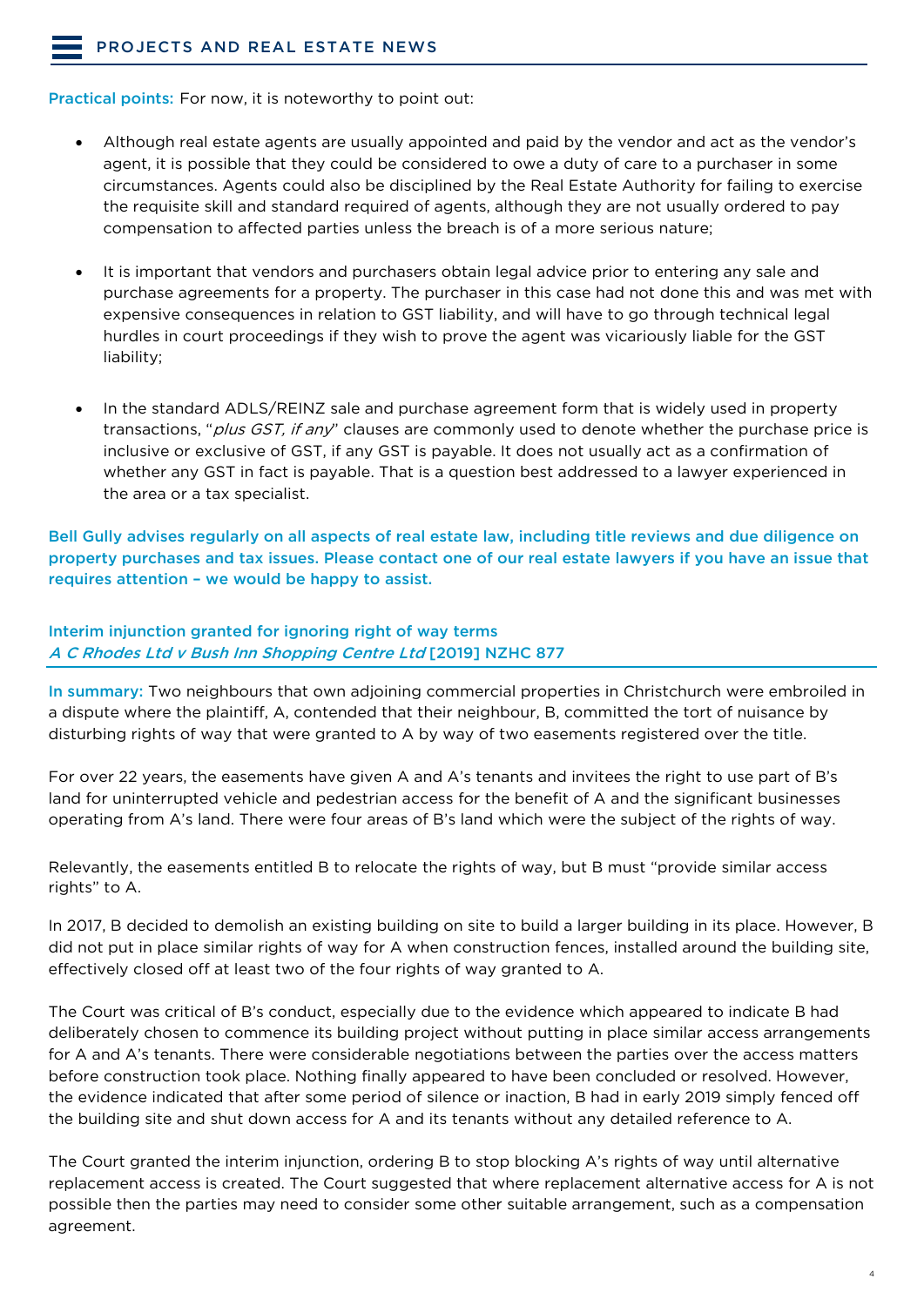**Practical points:** For now, it is noteworthy to point out:

- Although real estate agents are usually appointed and paid by the vendor and act as the vendor's agent, it is possible that they could be considered to owe a duty of care to a purchaser in some circumstances. Agents could also be disciplined by the Real Estate Authority for failing to exercise the requisite skill and standard required of agents, although they are not usually ordered to pay compensation to affected parties unless the breach is of a more serious nature;

- It is important that vendors and purchasers obtain legal advice prior to entering any sale and purchase agreements for a property. The purchaser in this case had not done this and was met with expensive consequences in relation to GST liability, and will have to go through technical legal hurdles in court proceedings if they wish to prove the agent was vicariously liable for the GST liability;

- In the standard ADLS/REINZ sale and purchase agreement form that is widely used in property transactions, "*plus GST, if any*" clauses are commonly used to denote whether the purchase price is inclusive or exclusive of GST, if any GST is payable. It does not usually act as a confirmation of whether any GST in fact is payable. That is a question best addressed to a lawyer experienced in the area or a tax specialist.

**Bell Gully advises regularly on all aspects of real estate law, including title reviews and due diligence on property purchases and tax issues. Please contact one of our real estate lawyers if you have an issue that requires attention – we would be happy to assist.**

## Interim injunction granted for ignoring right of way terms
*A C Rhodes Ltd v Bush Inn Shopping Centre Ltd* [2019] NZHC 877

**In summary:** Two neighbours that own adjoining commercial properties in Christchurch were embroiled in a dispute where the plaintiff, A, contended that their neighbour, B, committed the tort of nuisance by disturbing rights of way that were granted to A by way of two easements registered over the title.

For over 22 years, the easements have given A and A's tenants and invitees the right to use part of B's land for uninterrupted vehicle and pedestrian access for the benefit of A and the significant businesses operating from A's land. There were four areas of B's land which were the subject of the rights of way.

Relevantly, the easements entitled B to relocate the rights of way, but B must "provide similar access rights" to A.

In 2017, B decided to demolish an existing building on site to build a larger building in its place. However, B did not put in place similar rights of way for A when construction fences, installed around the building site, effectively closed off at least two of the four rights of way granted to A.

The Court was critical of B's conduct, especially due to the evidence which appeared to indicate B had deliberately chosen to commence its building project without putting in place similar access arrangements for A and A's tenants. There were considerable negotiations between the parties over the access matters before construction took place. Nothing finally appeared to have been concluded or resolved. However, the evidence indicated that after some period of silence or inaction, B had in early 2019 simply fenced off the building site and shut down access for A and its tenants without any detailed reference to A.

The Court granted the interim injunction, ordering B to stop blocking A's rights of way until alternative replacement access is created. The Court suggested that where replacement alternative access for A is not possible then the parties may need to consider some other suitable arrangement, such as a compensation agreement.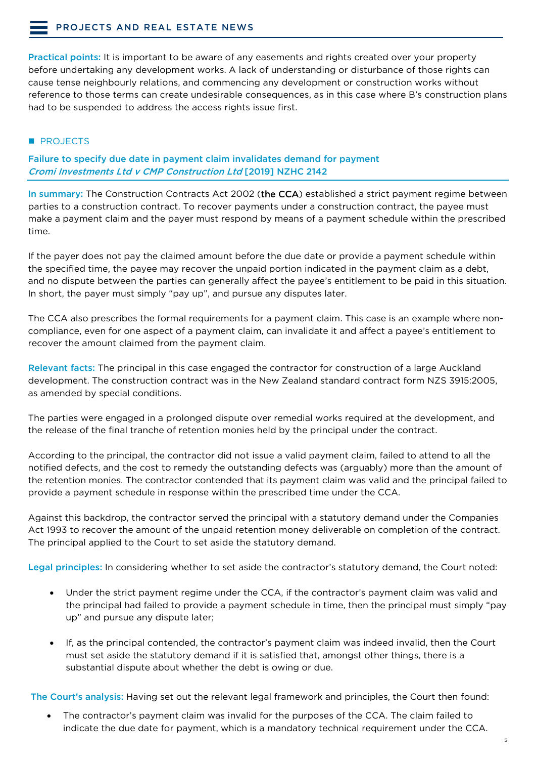**Practical points:** It is important to be aware of any easements and rights created over your property before undertaking any development works. A lack of understanding or disturbance of those rights can cause tense neighbourly relations, and commencing any development or construction works without reference to those terms can create undesirable consequences, as in this case where B's construction plans had to be suspended to address the access rights issue first.

## PROJECTS

### Failure to specify due date in payment claim invalidates demand for payment *Cromi Investments Ltd v CMP Construction Ltd* [2019] NZHC 2142

**In summary:** The Construction Contracts Act 2002 (**the CCA**) established a strict payment regime between parties to a construction contract. To recover payments under a construction contract, the payee must make a payment claim and the payer must respond by means of a payment schedule within the prescribed time.

If the payer does not pay the claimed amount before the due date or provide a payment schedule within the specified time, the payee may recover the unpaid portion indicated in the payment claim as a debt, and no dispute between the parties can generally affect the payee's entitlement to be paid in this situation. In short, the payer must simply "pay up", and pursue any disputes later.

The CCA also prescribes the formal requirements for a payment claim. This case is an example where non-compliance, even for one aspect of a payment claim, can invalidate it and affect a payee's entitlement to recover the amount claimed from the payment claim.

**Relevant facts:** The principal in this case engaged the contractor for construction of a large Auckland development. The construction contract was in the New Zealand standard contract form NZS 3915:2005, as amended by special conditions.

The parties were engaged in a prolonged dispute over remedial works required at the development, and the release of the final tranche of retention monies held by the principal under the contract.

According to the principal, the contractor did not issue a valid payment claim, failed to attend to all the notified defects, and the cost to remedy the outstanding defects was (arguably) more than the amount of the retention monies. The contractor contended that its payment claim was valid and the principal failed to provide a payment schedule in response within the prescribed time under the CCA.

Against this backdrop, the contractor served the principal with a statutory demand under the Companies Act 1993 to recover the amount of the unpaid retention money deliverable on completion of the contract. The principal applied to the Court to set aside the statutory demand.

**Legal principles:** In considering whether to set aside the contractor's statutory demand, the Court noted:

- Under the strict payment regime under the CCA, if the contractor's payment claim was valid and the principal had failed to provide a payment schedule in time, then the principal must simply "pay up" and pursue any dispute later;
- If, as the principal contended, the contractor's payment claim was indeed invalid, then the Court must set aside the statutory demand if it is satisfied that, amongst other things, there is a substantial dispute about whether the debt is owing or due.

**The Court's analysis:** Having set out the relevant legal framework and principles, the Court then found:

- The contractor's payment claim was invalid for the purposes of the CCA. The claim failed to indicate the due date for payment, which is a mandatory technical requirement under the CCA.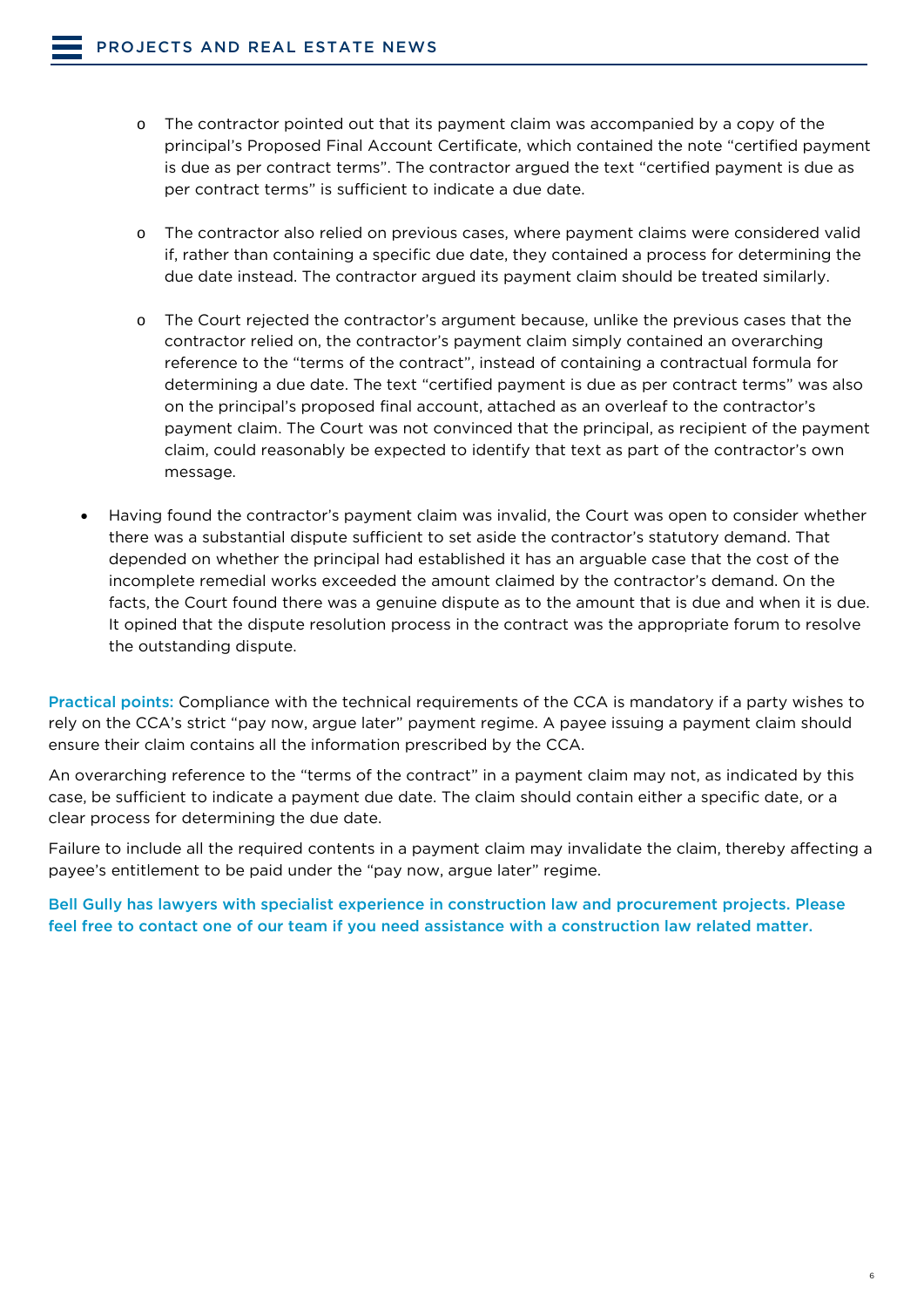- The contractor pointed out that its payment claim was accompanied by a copy of the principal's Proposed Final Account Certificate, which contained the note "certified payment is due as per contract terms". The contractor argued the text "certified payment is due as per contract terms" is sufficient to indicate a due date.

  - The contractor also relied on previous cases, where payment claims were considered valid if, rather than containing a specific due date, they contained a process for determining the due date instead. The contractor argued its payment claim should be treated similarly.

  - The Court rejected the contractor's argument because, unlike the previous cases that the contractor relied on, the contractor's payment claim simply contained an overarching reference to the "terms of the contract", instead of containing a contractual formula for determining a due date. The text "certified payment is due as per contract terms" was also on the principal's proposed final account, attached as an overleaf to the contractor's payment claim. The Court was not convinced that the principal, as recipient of the payment claim, could reasonably be expected to identify that text as part of the contractor's own message.

- Having found the contractor's payment claim was invalid, the Court was open to consider whether there was a substantial dispute sufficient to set aside the contractor's statutory demand. That depended on whether the principal had established it has an arguable case that the cost of the incomplete remedial works exceeded the amount claimed by the contractor's demand. On the facts, the Court found there was a genuine dispute as to the amount that is due and when it is due. It opined that the dispute resolution process in the contract was the appropriate forum to resolve the outstanding dispute.

**Practical points:** Compliance with the technical requirements of the CCA is mandatory if a party wishes to rely on the CCA's strict "pay now, argue later" payment regime. A payee issuing a payment claim should ensure their claim contains all the information prescribed by the CCA.

An overarching reference to the "terms of the contract" in a payment claim may not, as indicated by this case, be sufficient to indicate a payment due date. The claim should contain either a specific date, or a clear process for determining the due date.

Failure to include all the required contents in a payment claim may invalidate the claim, thereby affecting a payee's entitlement to be paid under the "pay now, argue later" regime.

**Bell Gully has lawyers with specialist experience in construction law and procurement projects. Please feel free to contact one of our team if you need assistance with a construction law related matter.**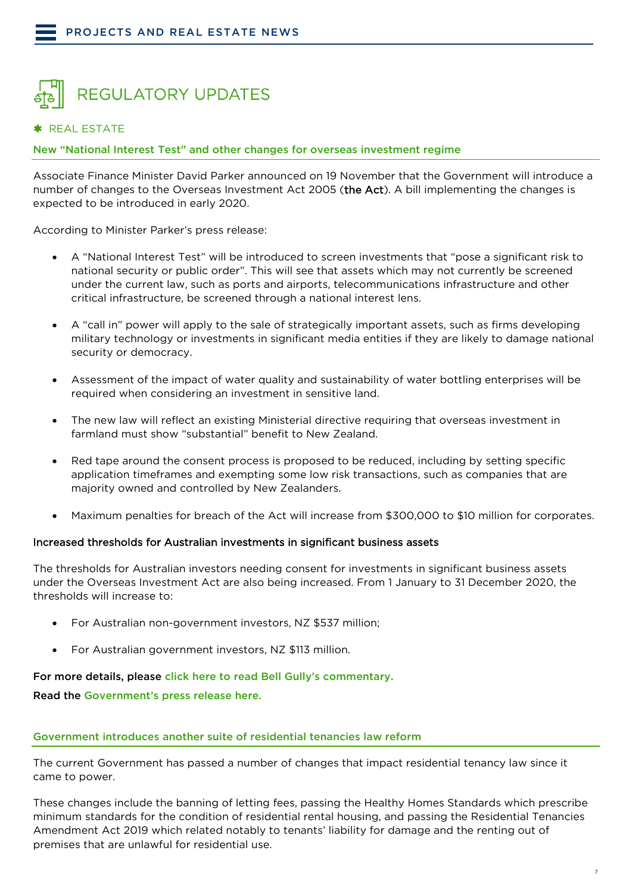# REGULATORY UPDATES

## ✱ REAL ESTATE

### New "National Interest Test" and other changes for overseas investment regime

Associate Finance Minister David Parker announced on 19 November that the Government will introduce a number of changes to the Overseas Investment Act 2005 (**the Act**). A bill implementing the changes is expected to be introduced in early 2020.

According to Minister Parker's press release:

- A "National Interest Test" will be introduced to screen investments that "pose a significant risk to national security or public order". This will see that assets which may not currently be screened under the current law, such as ports and airports, telecommunications infrastructure and other critical infrastructure, be screened through a national interest lens.
- A "call in" power will apply to the sale of strategically important assets, such as firms developing military technology or investments in significant media entities if they are likely to damage national security or democracy.
- Assessment of the impact of water quality and sustainability of water bottling enterprises will be required when considering an investment in sensitive land.
- The new law will reflect an existing Ministerial directive requiring that overseas investment in farmland must show "substantial" benefit to New Zealand.
- Red tape around the consent process is proposed to be reduced, including by setting specific application timeframes and exempting some low risk transactions, such as companies that are majority owned and controlled by New Zealanders.
- Maximum penalties for breach of the Act will increase from $300,000 to $10 million for corporates.

#### Increased thresholds for Australian investments in significant business assets

The thresholds for Australian investors needing consent for investments in significant business assets under the Overseas Investment Act are also being increased. From 1 January to 31 December 2020, the thresholds will increase to:

- For Australian non-government investors, NZ $537 million;
- For Australian government investors, NZ $113 million.

**For more details, please click here to read Bell Gully's commentary.**

**Read the Government's press release here.**

### Government introduces another suite of residential tenancies law reform

The current Government has passed a number of changes that impact residential tenancy law since it came to power.

These changes include the banning of letting fees, passing the Healthy Homes Standards which prescribe minimum standards for the condition of residential rental housing, and passing the Residential Tenancies Amendment Act 2019 which related notably to tenants' liability for damage and the renting out of premises that are unlawful for residential use.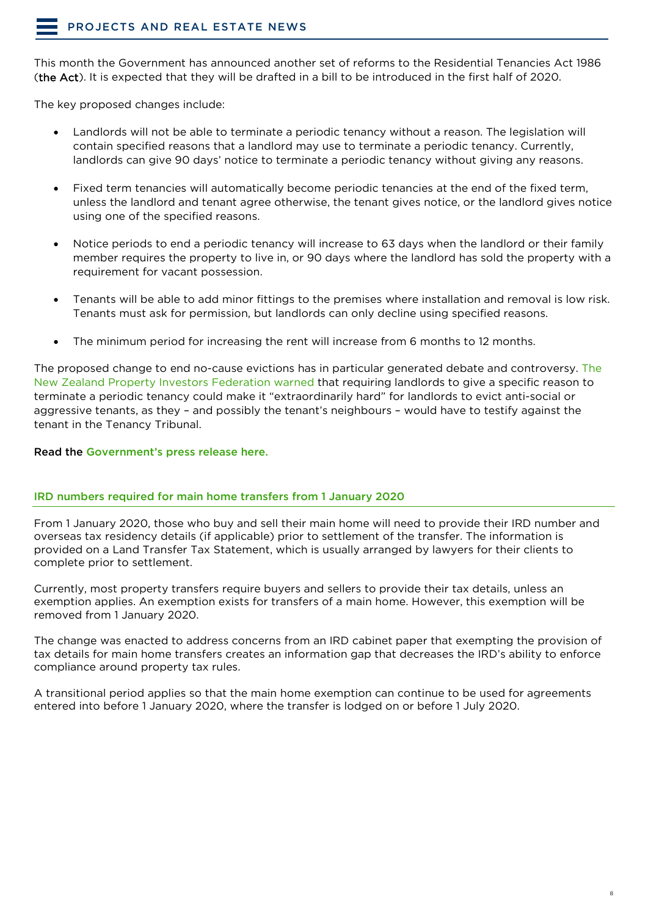This month the Government has announced another set of reforms to the Residential Tenancies Act 1986 (**the Act**). It is expected that they will be drafted in a bill to be introduced in the first half of 2020.

The key proposed changes include:

- Landlords will not be able to terminate a periodic tenancy without a reason. The legislation will contain specified reasons that a landlord may use to terminate a periodic tenancy. Currently, landlords can give 90 days' notice to terminate a periodic tenancy without giving any reasons.
- Fixed term tenancies will automatically become periodic tenancies at the end of the fixed term, unless the landlord and tenant agree otherwise, the tenant gives notice, or the landlord gives notice using one of the specified reasons.
- Notice periods to end a periodic tenancy will increase to 63 days when the landlord or their family member requires the property to live in, or 90 days where the landlord has sold the property with a requirement for vacant possession.
- Tenants will be able to add minor fittings to the premises where installation and removal is low risk. Tenants must ask for permission, but landlords can only decline using specified reasons.
- The minimum period for increasing the rent will increase from 6 months to 12 months.

The proposed change to end no-cause evictions has in particular generated debate and controversy. The New Zealand Property Investors Federation warned that requiring landlords to give a specific reason to terminate a periodic tenancy could make it "extraordinarily hard" for landlords to evict anti-social or aggressive tenants, as they – and possibly the tenant's neighbours – would have to testify against the tenant in the Tenancy Tribunal.

**Read the Government's press release here.**

## IRD numbers required for main home transfers from 1 January 2020

From 1 January 2020, those who buy and sell their main home will need to provide their IRD number and overseas tax residency details (if applicable) prior to settlement of the transfer. The information is provided on a Land Transfer Tax Statement, which is usually arranged by lawyers for their clients to complete prior to settlement.

Currently, most property transfers require buyers and sellers to provide their tax details, unless an exemption applies. An exemption exists for transfers of a main home. However, this exemption will be removed from 1 January 2020.

The change was enacted to address concerns from an IRD cabinet paper that exempting the provision of tax details for main home transfers creates an information gap that decreases the IRD's ability to enforce compliance around property tax rules.

A transitional period applies so that the main home exemption can continue to be used for agreements entered into before 1 January 2020, where the transfer is lodged on or before 1 July 2020.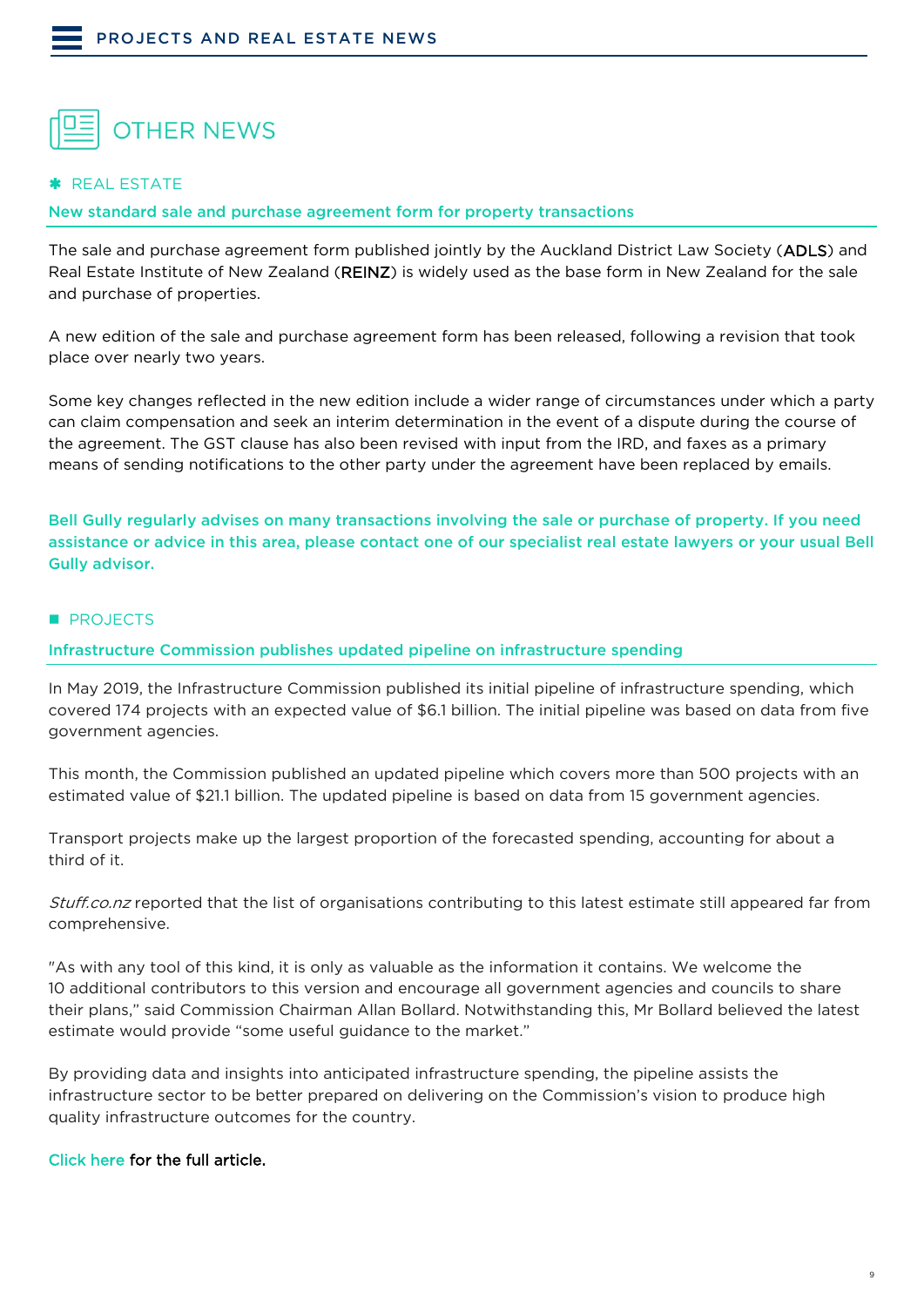# OTHER NEWS

## ✱ REAL ESTATE

### New standard sale and purchase agreement form for property transactions

The sale and purchase agreement form published jointly by the Auckland District Law Society (**ADLS**) and Real Estate Institute of New Zealand (**REINZ**) is widely used as the base form in New Zealand for the sale and purchase of properties.

A new edition of the sale and purchase agreement form has been released, following a revision that took place over nearly two years.

Some key changes reflected in the new edition include a wider range of circumstances under which a party can claim compensation and seek an interim determination in the event of a dispute during the course of the agreement. The GST clause has also been revised with input from the IRD, and faxes as a primary means of sending notifications to the other party under the agreement have been replaced by emails.

**Bell Gully regularly advises on many transactions involving the sale or purchase of property. If you need assistance or advice in this area, please contact one of our specialist real estate lawyers or your usual Bell Gully advisor.**

## ■ PROJECTS

### Infrastructure Commission publishes updated pipeline on infrastructure spending

In May 2019, the Infrastructure Commission published its initial pipeline of infrastructure spending, which covered 174 projects with an expected value of $6.1 billion. The initial pipeline was based on data from five government agencies.

This month, the Commission published an updated pipeline which covers more than 500 projects with an estimated value of $21.1 billion. The updated pipeline is based on data from 15 government agencies.

Transport projects make up the largest proportion of the forecasted spending, accounting for about a third of it.

*Stuff.co.nz* reported that the list of organisations contributing to this latest estimate still appeared far from comprehensive.

"As with any tool of this kind, it is only as valuable as the information it contains. We welcome the 10 additional contributors to this version and encourage all government agencies and councils to share their plans," said Commission Chairman Allan Bollard. Notwithstanding this, Mr Bollard believed the latest estimate would provide "some useful guidance to the market."

By providing data and insights into anticipated infrastructure spending, the pipeline assists the infrastructure sector to be better prepared on delivering on the Commission's vision to produce high quality infrastructure outcomes for the country.

Click here for the full article.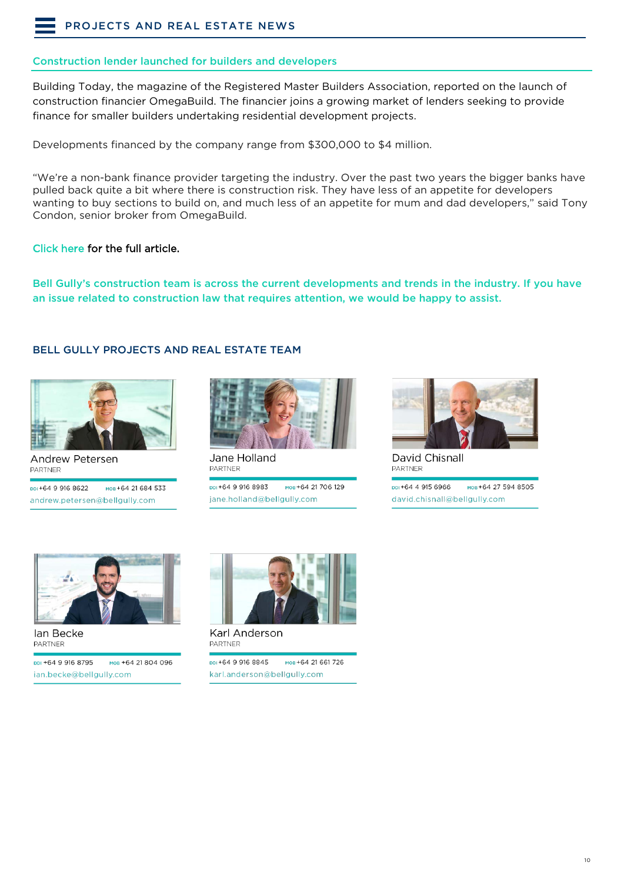## Construction lender launched for builders and developers

Building Today, the magazine of the Registered Master Builders Association, reported on the launch of construction financier OmegaBuild. The financier joins a growing market of lenders seeking to provide finance for smaller builders undertaking residential development projects.

Developments financed by the company range from $300,000 to $4 million.

"We're a non-bank finance provider targeting the industry. Over the past two years the bigger banks have pulled back quite a bit where there is construction risk. They have less of an appetite for developers wanting to buy sections to build on, and much less of an appetite for mum and dad developers," said Tony Condon, senior broker from OmegaBuild.

Click here for the full article.

**Bell Gully's construction team is across the current developments and trends in the industry. If you have an issue related to construction law that requires attention, we would be happy to assist.**

## BELL GULLY PROJECTS AND REAL ESTATE TEAM

**Andrew Petersen**
PARTNER
DDI +64 9 916 8622 MOB +64 21 684 533
andrew.petersen@bellgully.com

**Jane Holland**
PARTNER
DDI +64 9 916 8983 MOB +64 21 706 129
jane.holland@bellgully.com

**David Chisnall**
PARTNER
DDI +64 4 915 6966 MOB +64 27 594 8505
david.chisnall@bellgully.com

**Ian Becke**
PARTNER
DDI +64 9 916 8795 MOB +64 21 804 096
ian.becke@bellgully.com

**Karl Anderson**
PARTNER
DDI +64 9 916 8845 MOB +64 21 661 726
karl.anderson@bellgully.com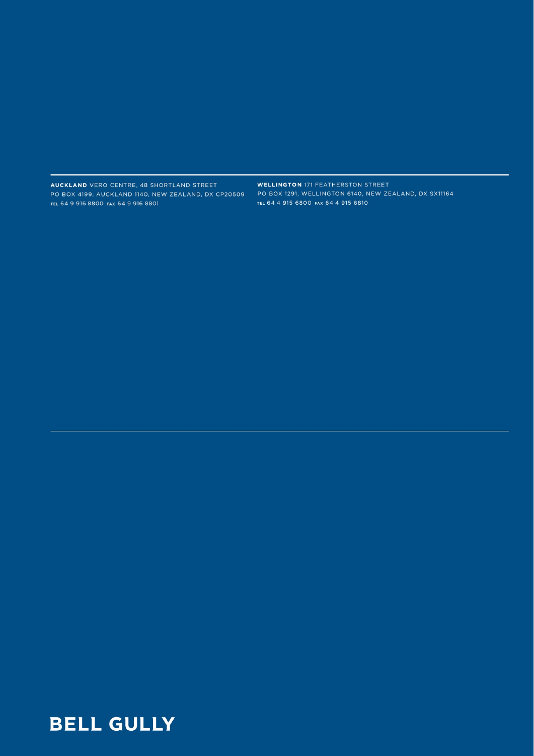**AUCKLAND** VERO CENTRE, 48 SHORTLAND STREET
PO BOX 4199, AUCKLAND 1140, NEW ZEALAND, DX CP20509
TEL 64 9 916 8800 FAX 64 9 916 8801

**WELLINGTON** 171 FEATHERSTON STREET
PO BOX 1291, WELLINGTON 6140, NEW ZEALAND, DX SX11164
TEL 64 4 915 6800 FAX 64 4 915 6810

**BELL GULLY**